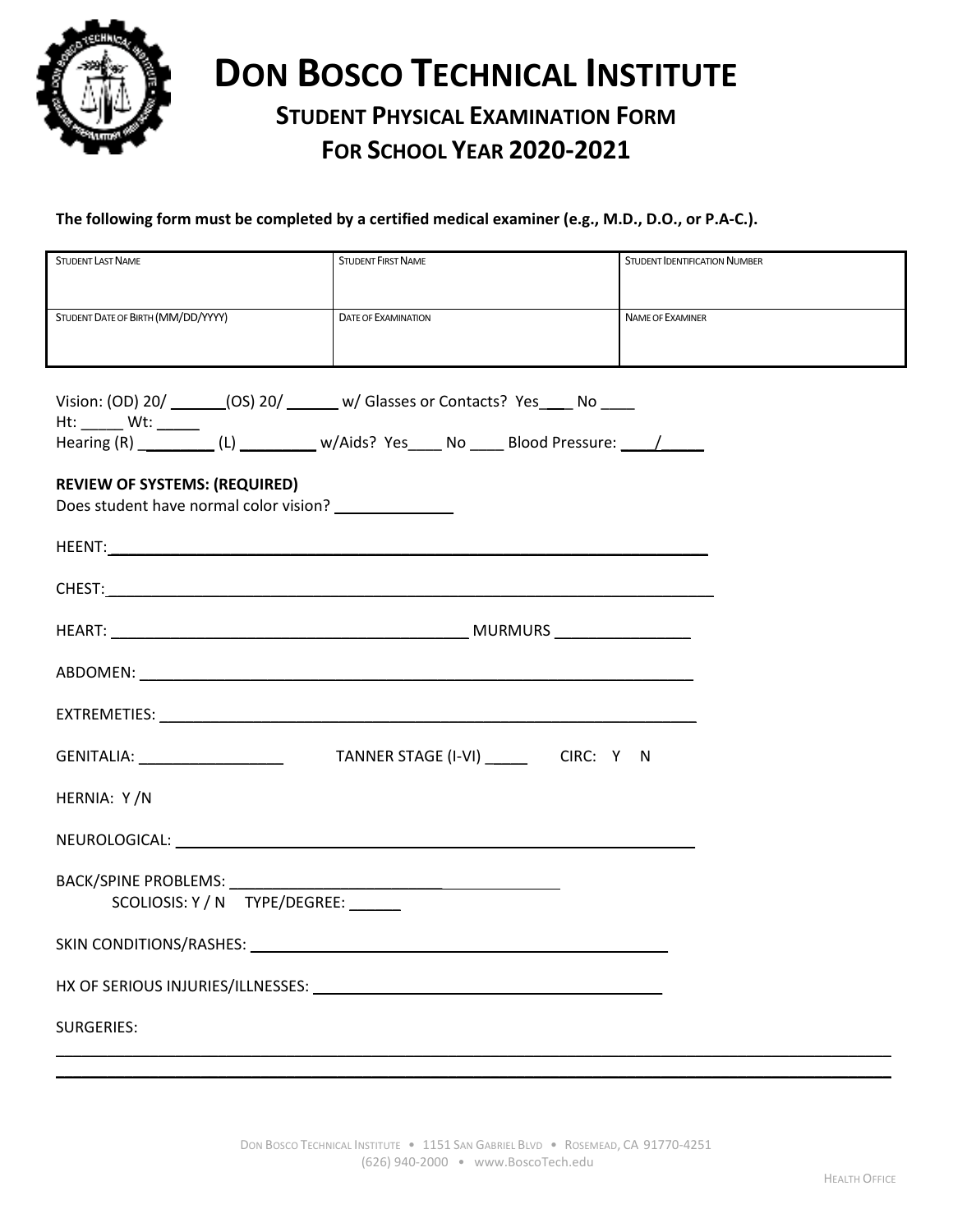# DON BOSCO TECHNICAL INSTITUTE

## STUDENT PHYSICAL EXAMINATION FORM

## FOR SCHOOL YEAR 2020-2021

**The following form must be completed by a certified medical examiner (e.g., M.D., D.O., or P.A-C.).**

| STUDENT LAST NAME | STUDENT FIRST NAME | STUDENT IDENTIFICATION NUMBER |
|---|---|---|
| | | |
| STUDENT DATE OF BIRTH (MM/DD/YYYY) | DATE OF EXAMINATION | NAME OF EXAMINER |
| | | |

Vision: (OD) 20/ ______(OS) 20/ ______ w/ Glasses or Contacts? Yes____ No ____

Ht: _____ Wt: _____

Hearing (R) _________ (L) _________ w/Aids? Yes____ No ____ Blood Pressure: ____/_____

**REVIEW OF SYSTEMS: (REQUIRED)**

Does student have normal color vision? ______________

HEENT: ________________________________________________________________________

CHEST: ________________________________________________________________________

HEART: ___________________________________________ MURMURS ________________

ABDOMEN: ____________________________________________________________________

EXTREMETIES: _________________________________________________________________

GENITALIA: _________________ TANNER STAGE (I-VI) _____ CIRC: Y N

HERNIA: Y /N

NEUROLOGICAL: ________________________________________________________________

BACK/SPINE PROBLEMS: ________________________________________

SCOLIOSIS: Y / N TYPE/DEGREE: ______

SKIN CONDITIONS/RASHES: ______________________________________________________

HX OF SERIOUS INJURIES/ILLNESSES: _________________________________________

SURGERIES:

______________________________________________________________________________________

______________________________________________________________________________________

DON BOSCO TECHNICAL INSTITUTE • 1151 SAN GABRIEL BLVD • ROSEMEAD, CA 91770-4251
(626) 940-2000 • www.BoscoTech.edu

HEALTH OFFICE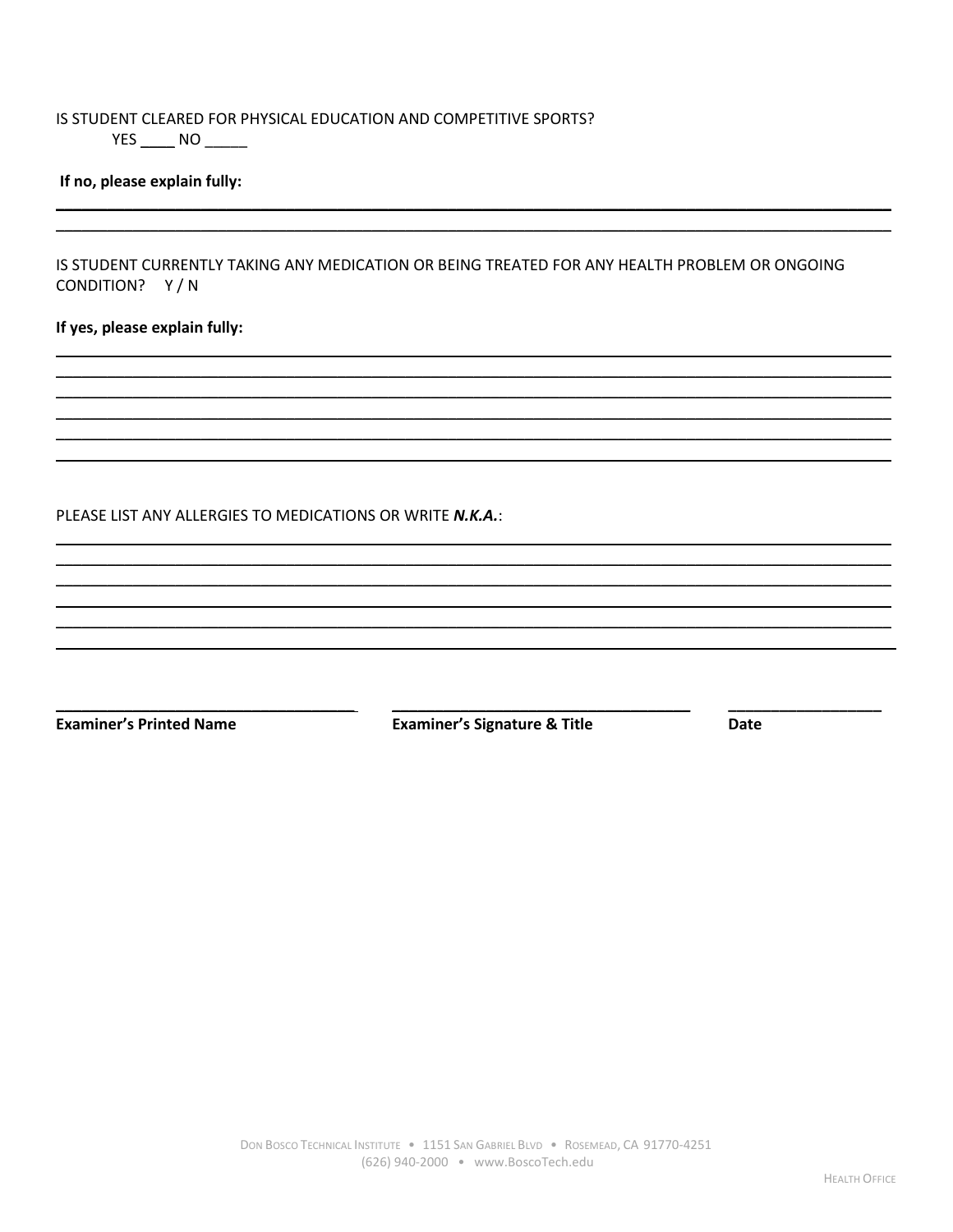IS STUDENT CLEARED FOR PHYSICAL EDUCATION AND COMPETITIVE SPORTS?

YES ____ NO _____

**If no, please explain fully:**

______________________________________________________________________________________________

______________________________________________________________________________________________

IS STUDENT CURRENTLY TAKING ANY MEDICATION OR BEING TREATED FOR ANY HEALTH PROBLEM OR ONGOING CONDITION? Y / N

**If yes, please explain fully:**

______________________________________________________________________________________________

______________________________________________________________________________________________

______________________________________________________________________________________________

______________________________________________________________________________________________

______________________________________________________________________________________________

______________________________________________________________________________________________

PLEASE LIST ANY ALLERGIES TO MEDICATIONS OR WRITE ***N.K.A.***:

______________________________________________________________________________________________

______________________________________________________________________________________________

______________________________________________________________________________________________

______________________________________________________________________________________________

______________________________________________________________________________________________

______________________________________________________________________________________________

| | | |
|---|---|---|
| ____________________________________ | ____________________________________ | __________________ |
| **Examiner's Printed Name** | **Examiner's Signature & Title** | **Date** |

DON BOSCO TECHNICAL INSTITUTE • 1151 SAN GABRIEL BLVD • ROSEMEAD, CA 91770-4251
(626) 940-2000 • www.BoscoTech.edu

HEALTH OFFICE